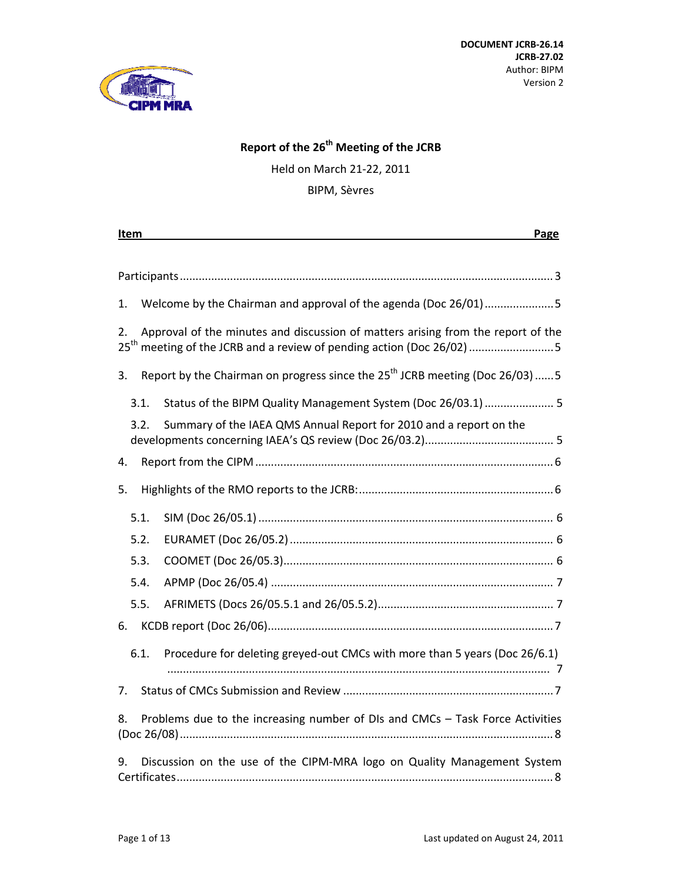**DOCUMENT JCRB-26.14**
**JCRB-27.02**
Author: BIPM
Version 2

# Report of the 26th Meeting of the JCRB

Held on March 21-22, 2011

BIPM, Sèvres

| Item | Page |
|---|---|
| Participants | 3 |
| 1. Welcome by the Chairman and approval of the agenda (Doc 26/01) | 5 |
| 2. Approval of the minutes and discussion of matters arising from the report of the 25th meeting of the JCRB and a review of pending action (Doc 26/02) | 5 |
| 3. Report by the Chairman on progress since the 25th JCRB meeting (Doc 26/03) | 5 |
| 3.1. Status of the BIPM Quality Management System (Doc 26/03.1) | 5 |
| 3.2. Summary of the IAEA QMS Annual Report for 2010 and a report on the developments concerning IAEA's QS review (Doc 26/03.2) | 5 |
| 4. Report from the CIPM | 6 |
| 5. Highlights of the RMO reports to the JCRB: | 6 |
| 5.1. SIM (Doc 26/05.1) | 6 |
| 5.2. EURAMET (Doc 26/05.2) | 6 |
| 5.3. COOMET (Doc 26/05.3) | 6 |
| 5.4. APMP (Doc 26/05.4) | 7 |
| 5.5. AFRIMETS (Docs 26/05.5.1 and 26/05.5.2) | 7 |
| 6. KCDB report (Doc 26/06) | 7 |
| 6.1. Procedure for deleting greyed-out CMCs with more than 5 years (Doc 26/6.1) | 7 |
| 7. Status of CMCs Submission and Review | 7 |
| 8. Problems due to the increasing number of DIs and CMCs – Task Force Activities (Doc 26/08) | 8 |
| 9. Discussion on the use of the CIPM-MRA logo on Quality Management System Certificates | 8 |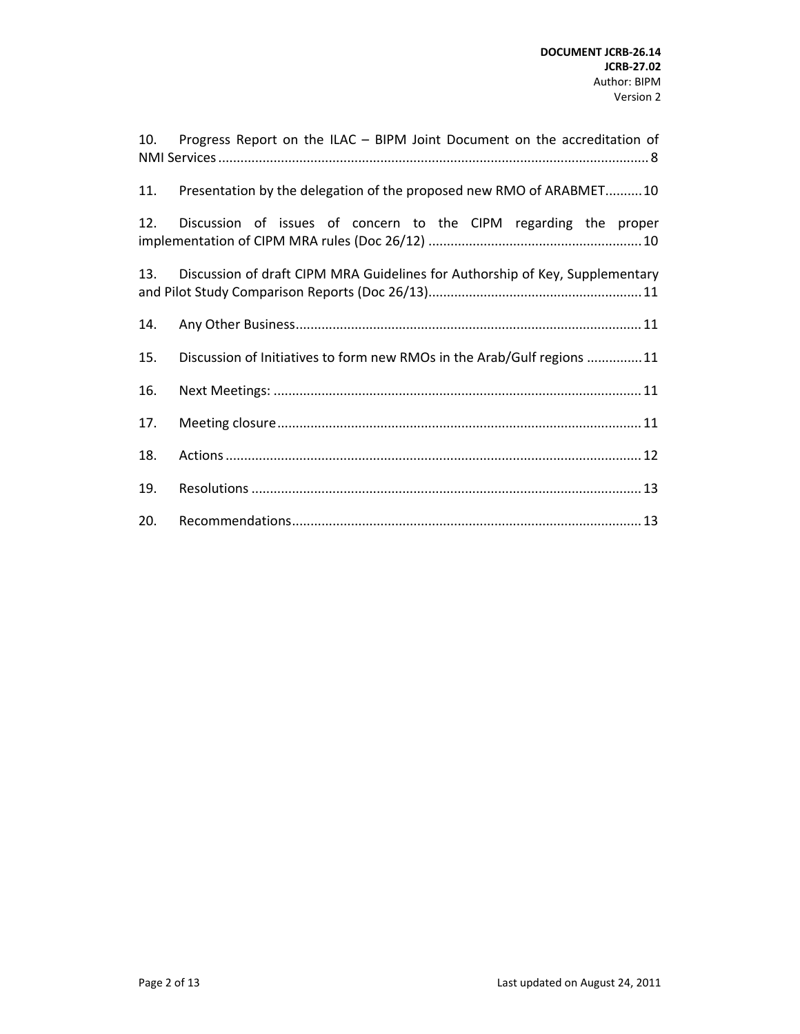10. Progress Report on the ILAC – BIPM Joint Document on the accreditation of NMI Services .......... 8

11. Presentation by the delegation of the proposed new RMO of ARABMET .......... 10

12. Discussion of issues of concern to the CIPM regarding the proper implementation of CIPM MRA rules (Doc 26/12) .......... 10

13. Discussion of draft CIPM MRA Guidelines for Authorship of Key, Supplementary and Pilot Study Comparison Reports (Doc 26/13) .......... 11

14. Any Other Business .......... 11

15. Discussion of Initiatives to form new RMOs in the Arab/Gulf regions .......... 11

16. Next Meetings: .......... 11

17. Meeting closure .......... 11

18. Actions .......... 12

19. Resolutions .......... 13

20. Recommendations .......... 13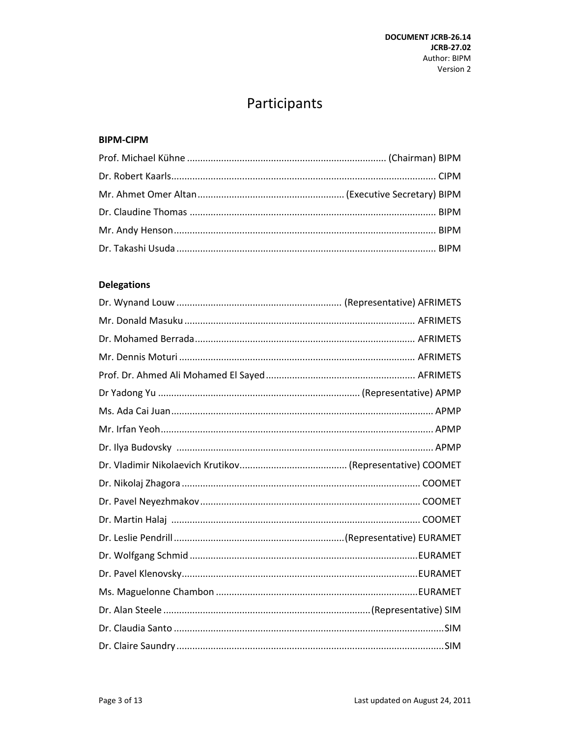# Participants

**BIPM-CIPM**

Prof. Michael Kühne ........................................................................... (Chairman) BIPM

Dr. Robert Kaarls..................................................................................................... CIPM

Mr. Ahmet Omer Altan........................................................ (Executive Secretary) BIPM

Dr. Claudine Thomas ............................................................................................. BIPM

Mr. Andy Henson.................................................................................................... BIPM

Dr. Takashi Usuda .................................................................................................. BIPM

**Delegations**

Dr. Wynand Louw ............................................................... (Representative) AFRIMETS

Mr. Donald Masuku ....................................................................................... AFRIMETS

Dr. Mohamed Berrada.................................................................................... AFRIMETS

Mr. Dennis Moturi .......................................................................................... AFRIMETS

Prof. Dr. Ahmed Ali Mohamed El Sayed......................................................... AFRIMETS

Dr Yadong Yu ............................................................................. (Representative) APMP

Ms. Ada Cai Juan.................................................................................................... APMP

Mr. Irfan Yeoh........................................................................................................ APMP

Dr. Ilya Budovsky ................................................................................................. APMP

Dr. Vladimir Nikolaevich Krutikov......................................... (Representative) COOMET

Dr. Nikolaj Zhagora ........................................................................................... COOMET

Dr. Pavel Neyezhmakov .................................................................................... COOMET

Dr. Martin Halaj ............................................................................................... COOMET

Dr. Leslie Pendrill ................................................................(Representative) EURAMET

Dr. Wolfgang Schmid ......................................................................................EURAMET

Dr. Pavel Klenovsky..........................................................................................EURAMET

Ms. Maguelonne Chambon .............................................................................EURAMET

Dr. Alan Steele ...............................................................................(Representative) SIM

Dr. Claudia Santo .......................................................................................................SIM

Dr. Claire Saundry .....................................................................................................SIM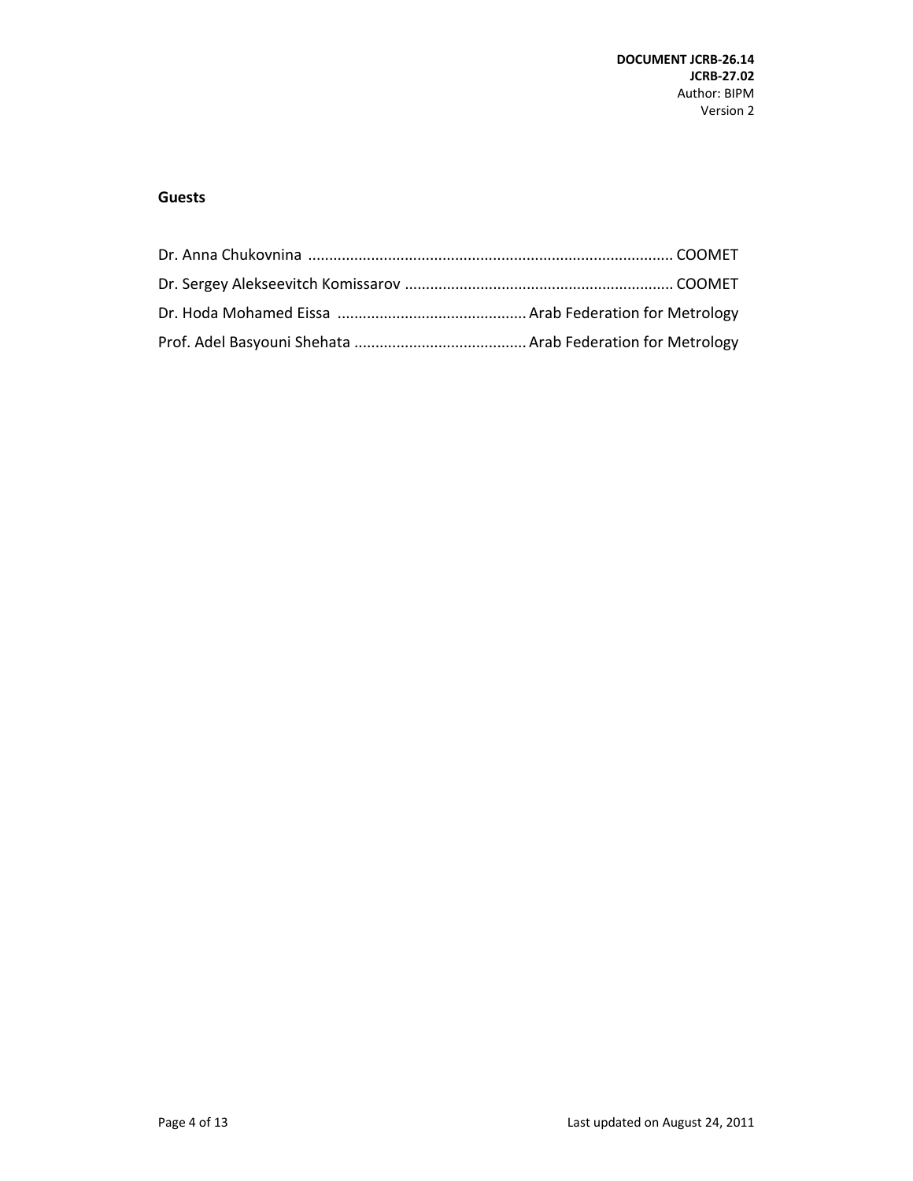### Guests

Dr. Anna Chukovnina ........................................................................................ COOMET

Dr. Sergey Alekseevitch Komissarov ................................................................ COOMET

Dr. Hoda Mohamed Eissa ............................................. Arab Federation for Metrology

Prof. Adel Basyouni Shehata .......................................... Arab Federation for Metrology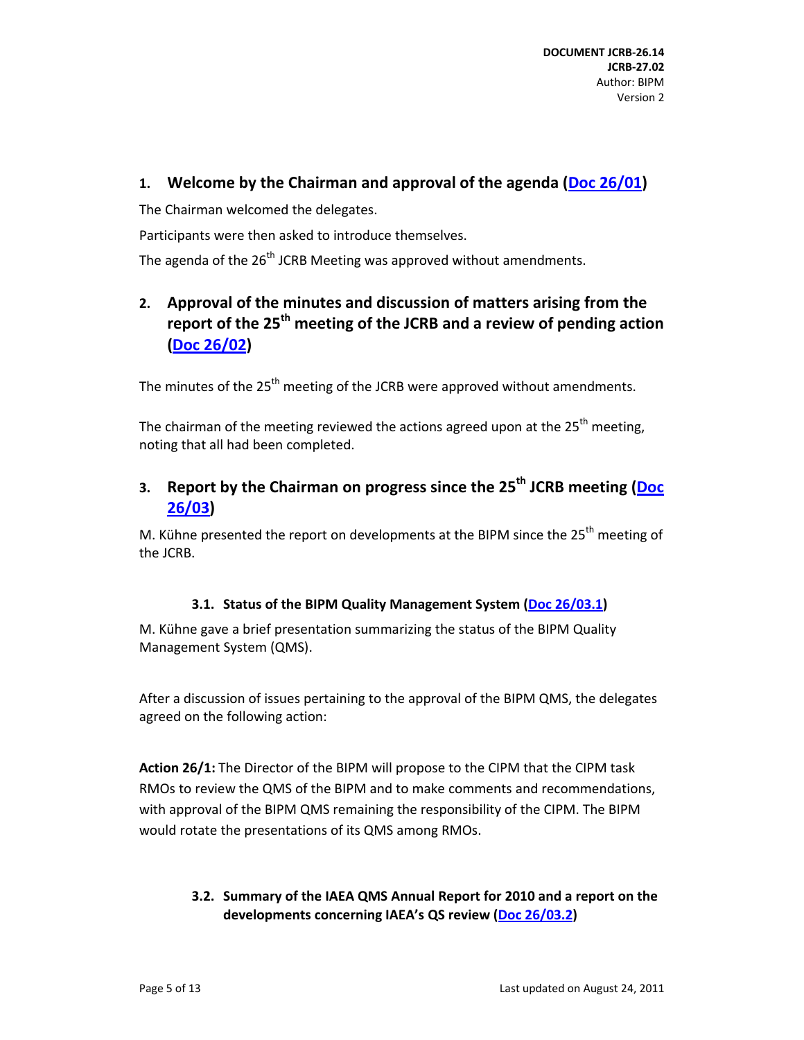## 1. Welcome by the Chairman and approval of the agenda (Doc 26/01)

The Chairman welcomed the delegates.

Participants were then asked to introduce themselves.

The agenda of the 26th JCRB Meeting was approved without amendments.

## 2. Approval of the minutes and discussion of matters arising from the report of the 25th meeting of the JCRB and a review of pending action (Doc 26/02)

The minutes of the 25th meeting of the JCRB were approved without amendments.

The chairman of the meeting reviewed the actions agreed upon at the 25th meeting, noting that all had been completed.

## 3. Report by the Chairman on progress since the 25th JCRB meeting (Doc 26/03)

M. Kühne presented the report on developments at the BIPM since the 25th meeting of the JCRB.

### 3.1. Status of the BIPM Quality Management System (Doc 26/03.1)

M. Kühne gave a brief presentation summarizing the status of the BIPM Quality Management System (QMS).

After a discussion of issues pertaining to the approval of the BIPM QMS, the delegates agreed on the following action:

**Action 26/1:** The Director of the BIPM will propose to the CIPM that the CIPM task RMOs to review the QMS of the BIPM and to make comments and recommendations, with approval of the BIPM QMS remaining the responsibility of the CIPM. The BIPM would rotate the presentations of its QMS among RMOs.

### 3.2. Summary of the IAEA QMS Annual Report for 2010 and a report on the developments concerning IAEA's QS review (Doc 26/03.2)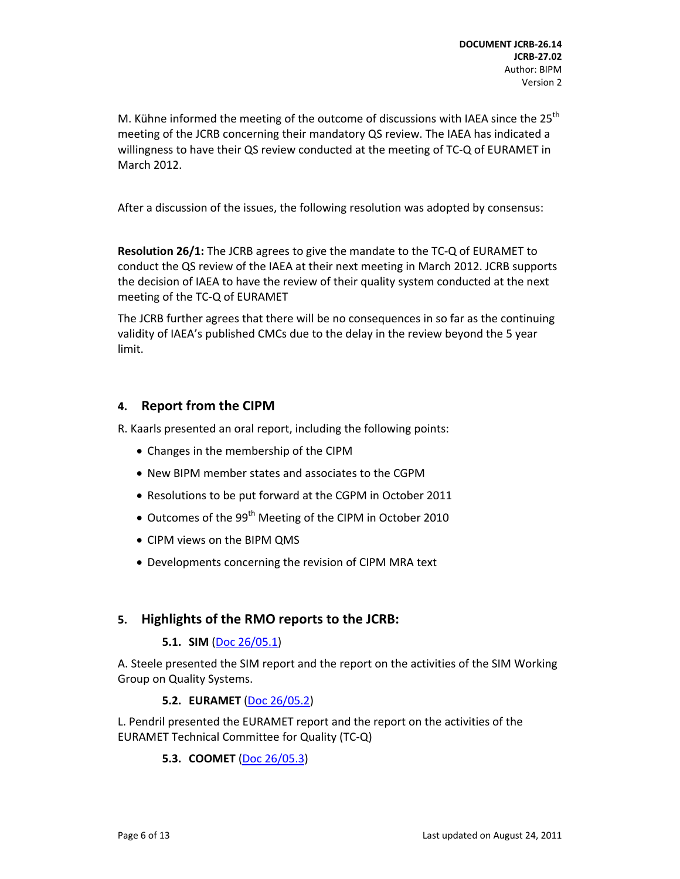M. Kühne informed the meeting of the outcome of discussions with IAEA since the 25th meeting of the JCRB concerning their mandatory QS review. The IAEA has indicated a willingness to have their QS review conducted at the meeting of TC-Q of EURAMET in March 2012.

After a discussion of the issues, the following resolution was adopted by consensus:

**Resolution 26/1:** The JCRB agrees to give the mandate to the TC-Q of EURAMET to conduct the QS review of the IAEA at their next meeting in March 2012. JCRB supports the decision of IAEA to have the review of their quality system conducted at the next meeting of the TC-Q of EURAMET

The JCRB further agrees that there will be no consequences in so far as the continuing validity of IAEA's published CMCs due to the delay in the review beyond the 5 year limit.

## 4. Report from the CIPM

R. Kaarls presented an oral report, including the following points:

- Changes in the membership of the CIPM
- New BIPM member states and associates to the CGPM
- Resolutions to be put forward at the CGPM in October 2011
- Outcomes of the 99th Meeting of the CIPM in October 2010
- CIPM views on the BIPM QMS
- Developments concerning the revision of CIPM MRA text

## 5. Highlights of the RMO reports to the JCRB:

### 5.1. SIM (Doc 26/05.1)

A. Steele presented the SIM report and the report on the activities of the SIM Working Group on Quality Systems.

### 5.2. EURAMET (Doc 26/05.2)

L. Pendril presented the EURAMET report and the report on the activities of the EURAMET Technical Committee for Quality (TC-Q)

### 5.3. COOMET (Doc 26/05.3)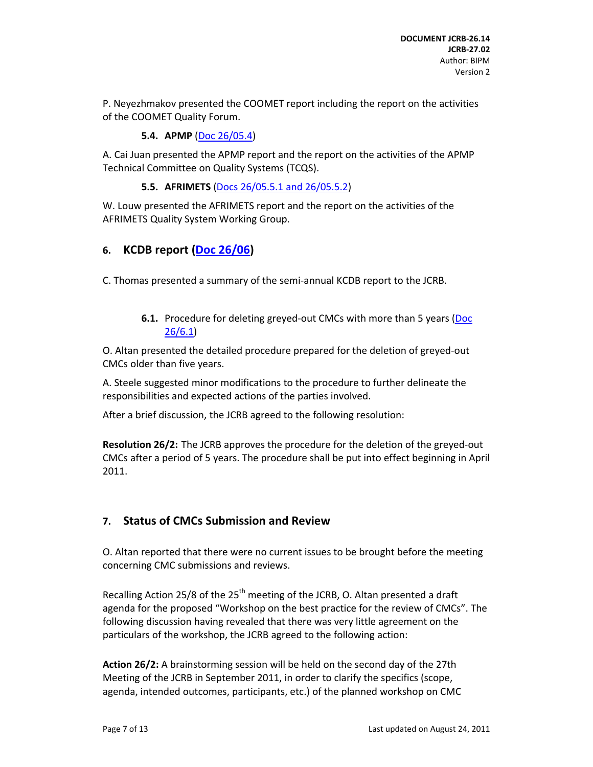P. Neyezhmakov presented the COOMET report including the report on the activities of the COOMET Quality Forum.

### 5.4. APMP (Doc 26/05.4)

A. Cai Juan presented the APMP report and the report on the activities of the APMP Technical Committee on Quality Systems (TCQS).

### 5.5. AFRIMETS (Docs 26/05.5.1 and 26/05.5.2)

W. Louw presented the AFRIMETS report and the report on the activities of the AFRIMETS Quality System Working Group.

## 6. KCDB report (Doc 26/06)

C. Thomas presented a summary of the semi-annual KCDB report to the JCRB.

### 6.1. Procedure for deleting greyed-out CMCs with more than 5 years (Doc 26/6.1)

O. Altan presented the detailed procedure prepared for the deletion of greyed-out CMCs older than five years.

A. Steele suggested minor modifications to the procedure to further delineate the responsibilities and expected actions of the parties involved.

After a brief discussion, the JCRB agreed to the following resolution:

**Resolution 26/2:** The JCRB approves the procedure for the deletion of the greyed-out CMCs after a period of 5 years. The procedure shall be put into effect beginning in April 2011.

## 7. Status of CMCs Submission and Review

O. Altan reported that there were no current issues to be brought before the meeting concerning CMC submissions and reviews.

Recalling Action 25/8 of the 25th meeting of the JCRB, O. Altan presented a draft agenda for the proposed "Workshop on the best practice for the review of CMCs". The following discussion having revealed that there was very little agreement on the particulars of the workshop, the JCRB agreed to the following action:

**Action 26/2:** A brainstorming session will be held on the second day of the 27th Meeting of the JCRB in September 2011, in order to clarify the specifics (scope, agenda, intended outcomes, participants, etc.) of the planned workshop on CMC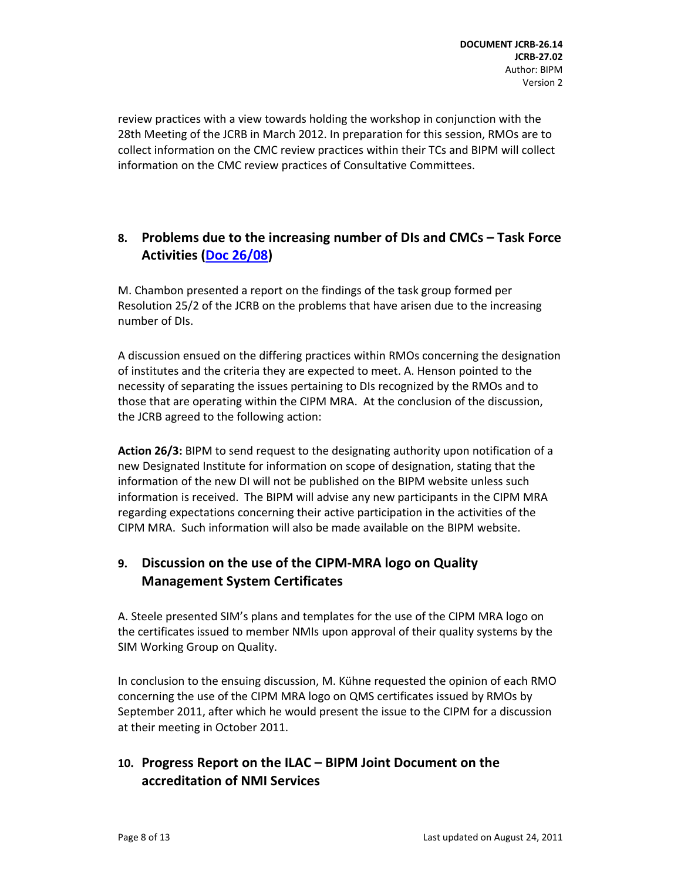review practices with a view towards holding the workshop in conjunction with the 28th Meeting of the JCRB in March 2012. In preparation for this session, RMOs are to collect information on the CMC review practices within their TCs and BIPM will collect information on the CMC review practices of Consultative Committees.

## 8. Problems due to the increasing number of DIs and CMCs – Task Force Activities (Doc 26/08)

M. Chambon presented a report on the findings of the task group formed per Resolution 25/2 of the JCRB on the problems that have arisen due to the increasing number of DIs.

A discussion ensued on the differing practices within RMOs concerning the designation of institutes and the criteria they are expected to meet. A. Henson pointed to the necessity of separating the issues pertaining to DIs recognized by the RMOs and to those that are operating within the CIPM MRA. At the conclusion of the discussion, the JCRB agreed to the following action:

**Action 26/3:** BIPM to send request to the designating authority upon notification of a new Designated Institute for information on scope of designation, stating that the information of the new DI will not be published on the BIPM website unless such information is received. The BIPM will advise any new participants in the CIPM MRA regarding expectations concerning their active participation in the activities of the CIPM MRA. Such information will also be made available on the BIPM website.

## 9. Discussion on the use of the CIPM-MRA logo on Quality Management System Certificates

A. Steele presented SIM's plans and templates for the use of the CIPM MRA logo on the certificates issued to member NMIs upon approval of their quality systems by the SIM Working Group on Quality.

In conclusion to the ensuing discussion, M. Kühne requested the opinion of each RMO concerning the use of the CIPM MRA logo on QMS certificates issued by RMOs by September 2011, after which he would present the issue to the CIPM for a discussion at their meeting in October 2011.

## 10. Progress Report on the ILAC – BIPM Joint Document on the accreditation of NMI Services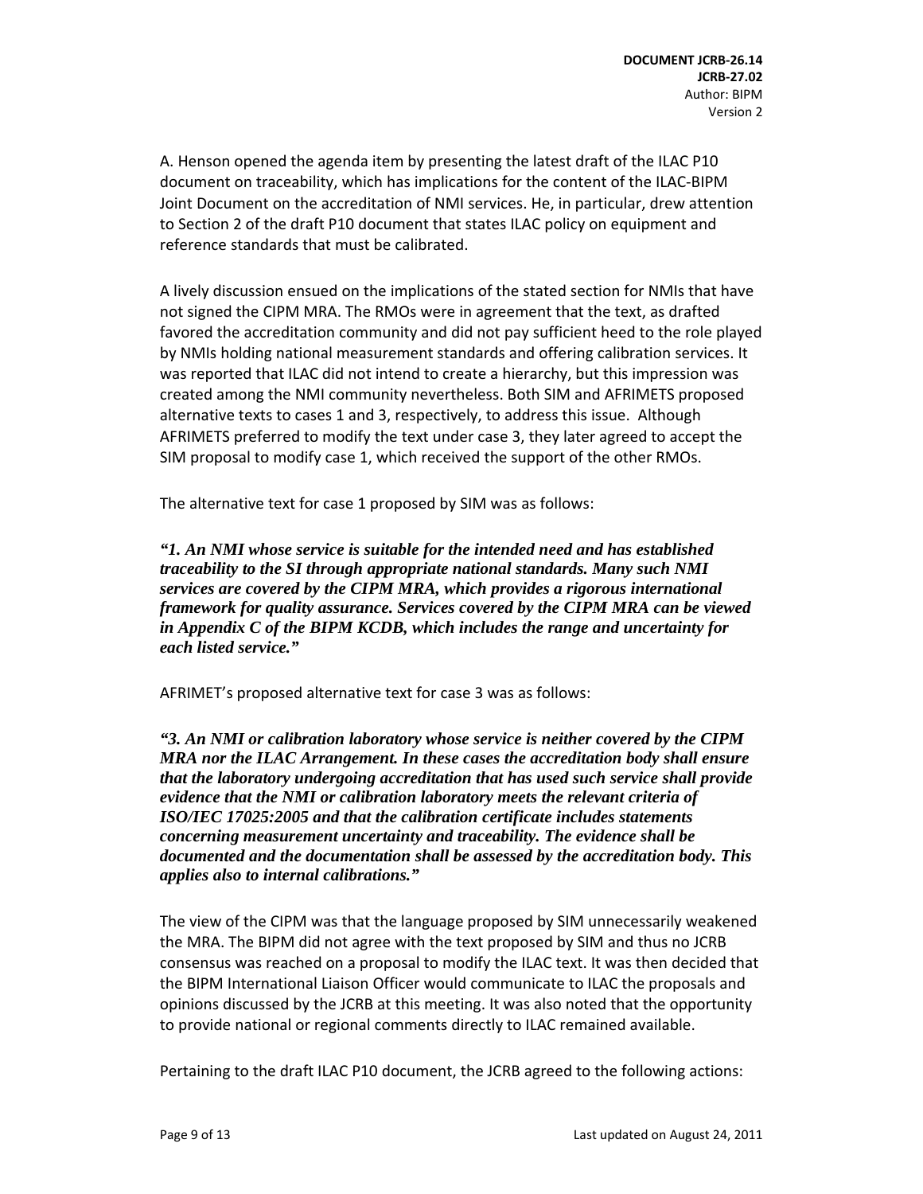A. Henson opened the agenda item by presenting the latest draft of the ILAC P10 document on traceability, which has implications for the content of the ILAC-BIPM Joint Document on the accreditation of NMI services. He, in particular, drew attention to Section 2 of the draft P10 document that states ILAC policy on equipment and reference standards that must be calibrated.

A lively discussion ensued on the implications of the stated section for NMIs that have not signed the CIPM MRA. The RMOs were in agreement that the text, as drafted favored the accreditation community and did not pay sufficient heed to the role played by NMIs holding national measurement standards and offering calibration services. It was reported that ILAC did not intend to create a hierarchy, but this impression was created among the NMI community nevertheless. Both SIM and AFRIMETS proposed alternative texts to cases 1 and 3, respectively, to address this issue. Although AFRIMETS preferred to modify the text under case 3, they later agreed to accept the SIM proposal to modify case 1, which received the support of the other RMOs.

The alternative text for case 1 proposed by SIM was as follows:

***"1. An NMI whose service is suitable for the intended need and has established traceability to the SI through appropriate national standards. Many such NMI services are covered by the CIPM MRA, which provides a rigorous international framework for quality assurance. Services covered by the CIPM MRA can be viewed in Appendix C of the BIPM KCDB, which includes the range and uncertainty for each listed service."***

AFRIMET's proposed alternative text for case 3 was as follows:

***"3. An NMI or calibration laboratory whose service is neither covered by the CIPM MRA nor the ILAC Arrangement. In these cases the accreditation body shall ensure that the laboratory undergoing accreditation that has used such service shall provide evidence that the NMI or calibration laboratory meets the relevant criteria of ISO/IEC 17025:2005 and that the calibration certificate includes statements concerning measurement uncertainty and traceability. The evidence shall be documented and the documentation shall be assessed by the accreditation body. This applies also to internal calibrations."***

The view of the CIPM was that the language proposed by SIM unnecessarily weakened the MRA. The BIPM did not agree with the text proposed by SIM and thus no JCRB consensus was reached on a proposal to modify the ILAC text. It was then decided that the BIPM International Liaison Officer would communicate to ILAC the proposals and opinions discussed by the JCRB at this meeting. It was also noted that the opportunity to provide national or regional comments directly to ILAC remained available.

Pertaining to the draft ILAC P10 document, the JCRB agreed to the following actions: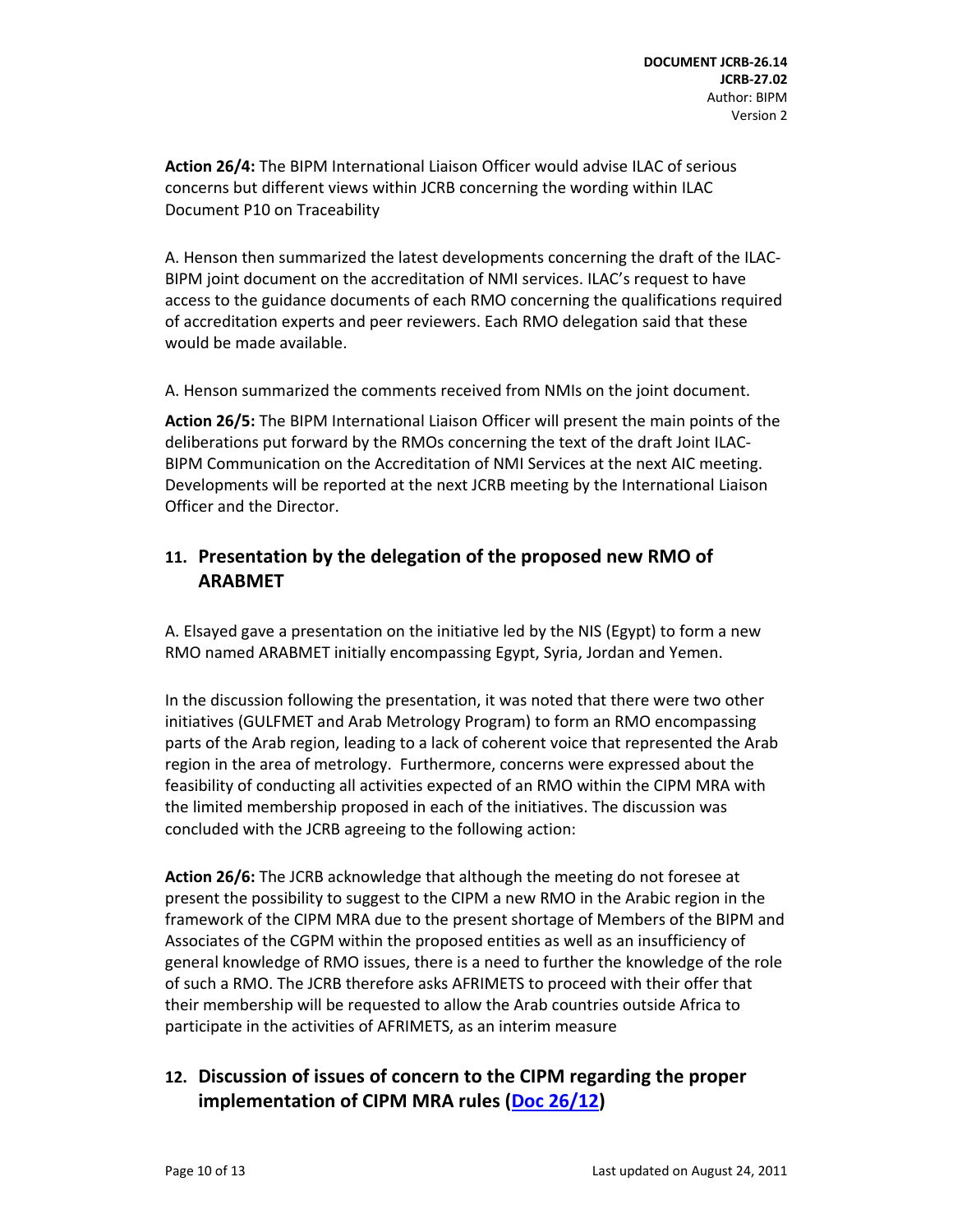**Action 26/4:** The BIPM International Liaison Officer would advise ILAC of serious concerns but different views within JCRB concerning the wording within ILAC Document P10 on Traceability

A. Henson then summarized the latest developments concerning the draft of the ILAC-BIPM joint document on the accreditation of NMI services. ILAC's request to have access to the guidance documents of each RMO concerning the qualifications required of accreditation experts and peer reviewers. Each RMO delegation said that these would be made available.

A. Henson summarized the comments received from NMIs on the joint document.

**Action 26/5:** The BIPM International Liaison Officer will present the main points of the deliberations put forward by the RMOs concerning the text of the draft Joint ILAC-BIPM Communication on the Accreditation of NMI Services at the next AIC meeting. Developments will be reported at the next JCRB meeting by the International Liaison Officer and the Director.

## 11. Presentation by the delegation of the proposed new RMO of ARABMET

A. Elsayed gave a presentation on the initiative led by the NIS (Egypt) to form a new RMO named ARABMET initially encompassing Egypt, Syria, Jordan and Yemen.

In the discussion following the presentation, it was noted that there were two other initiatives (GULFMET and Arab Metrology Program) to form an RMO encompassing parts of the Arab region, leading to a lack of coherent voice that represented the Arab region in the area of metrology. Furthermore, concerns were expressed about the feasibility of conducting all activities expected of an RMO within the CIPM MRA with the limited membership proposed in each of the initiatives. The discussion was concluded with the JCRB agreeing to the following action:

**Action 26/6:** The JCRB acknowledge that although the meeting do not foresee at present the possibility to suggest to the CIPM a new RMO in the Arabic region in the framework of the CIPM MRA due to the present shortage of Members of the BIPM and Associates of the CGPM within the proposed entities as well as an insufficiency of general knowledge of RMO issues, there is a need to further the knowledge of the role of such a RMO. The JCRB therefore asks AFRIMETS to proceed with their offer that their membership will be requested to allow the Arab countries outside Africa to participate in the activities of AFRIMETS, as an interim measure

## 12. Discussion of issues of concern to the CIPM regarding the proper implementation of CIPM MRA rules (Doc 26/12)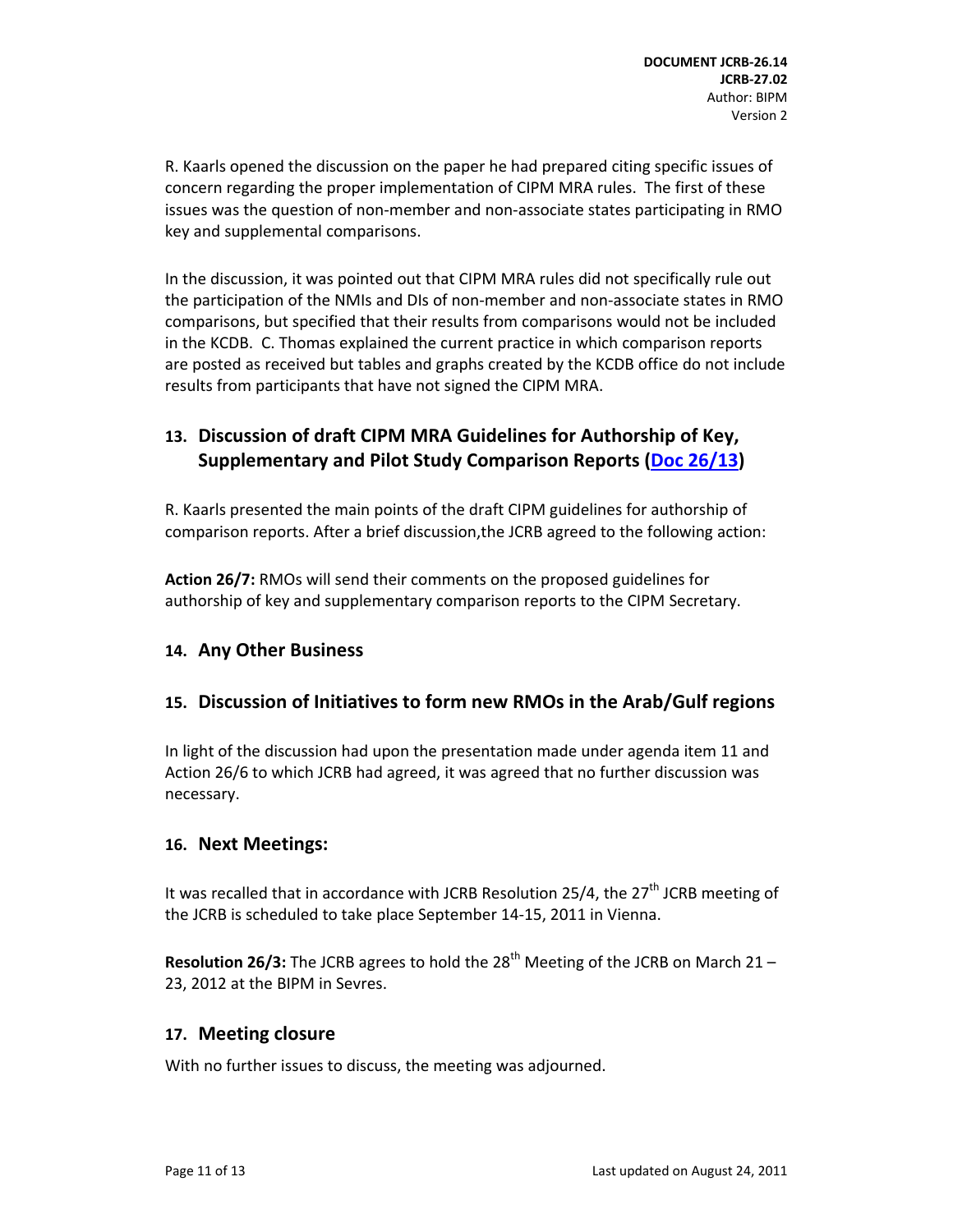R. Kaarls opened the discussion on the paper he had prepared citing specific issues of concern regarding the proper implementation of CIPM MRA rules. The first of these issues was the question of non-member and non-associate states participating in RMO key and supplemental comparisons.

In the discussion, it was pointed out that CIPM MRA rules did not specifically rule out the participation of the NMIs and DIs of non-member and non-associate states in RMO comparisons, but specified that their results from comparisons would not be included in the KCDB. C. Thomas explained the current practice in which comparison reports are posted as received but tables and graphs created by the KCDB office do not include results from participants that have not signed the CIPM MRA.

## 13. Discussion of draft CIPM MRA Guidelines for Authorship of Key, Supplementary and Pilot Study Comparison Reports (Doc 26/13)

R. Kaarls presented the main points of the draft CIPM guidelines for authorship of comparison reports. After a brief discussion,the JCRB agreed to the following action:

**Action 26/7:** RMOs will send their comments on the proposed guidelines for authorship of key and supplementary comparison reports to the CIPM Secretary.

## 14. Any Other Business

## 15. Discussion of Initiatives to form new RMOs in the Arab/Gulf regions

In light of the discussion had upon the presentation made under agenda item 11 and Action 26/6 to which JCRB had agreed, it was agreed that no further discussion was necessary.

## 16. Next Meetings:

It was recalled that in accordance with JCRB Resolution 25/4, the 27th JCRB meeting of the JCRB is scheduled to take place September 14-15, 2011 in Vienna.

**Resolution 26/3:** The JCRB agrees to hold the 28th Meeting of the JCRB on March 21 – 23, 2012 at the BIPM in Sevres.

## 17. Meeting closure

With no further issues to discuss, the meeting was adjourned.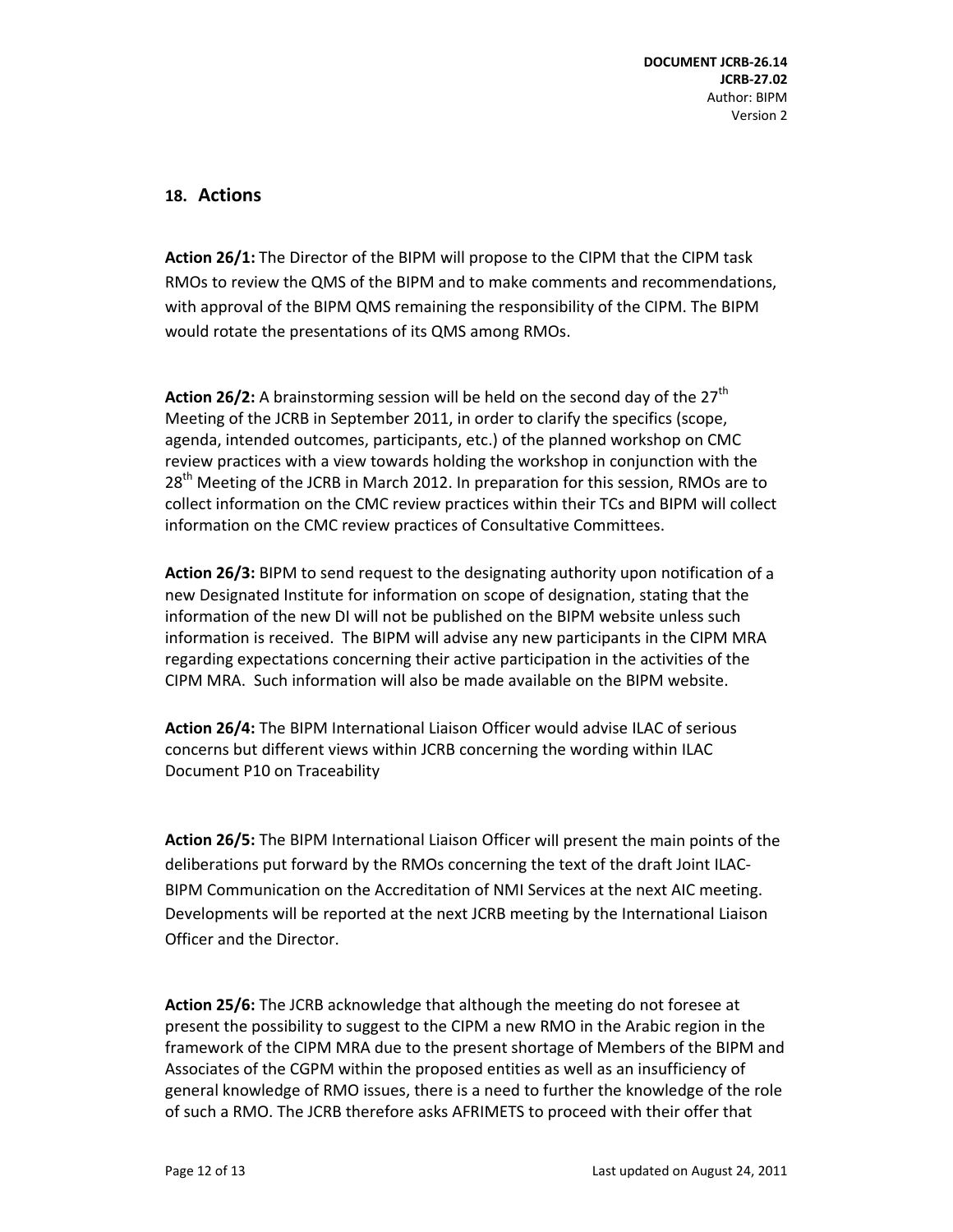## 18. Actions

**Action 26/1:** The Director of the BIPM will propose to the CIPM that the CIPM task RMOs to review the QMS of the BIPM and to make comments and recommendations, with approval of the BIPM QMS remaining the responsibility of the CIPM. The BIPM would rotate the presentations of its QMS among RMOs.

**Action 26/2:** A brainstorming session will be held on the second day of the 27th Meeting of the JCRB in September 2011, in order to clarify the specifics (scope, agenda, intended outcomes, participants, etc.) of the planned workshop on CMC review practices with a view towards holding the workshop in conjunction with the 28th Meeting of the JCRB in March 2012. In preparation for this session, RMOs are to collect information on the CMC review practices within their TCs and BIPM will collect information on the CMC review practices of Consultative Committees.

**Action 26/3:** BIPM to send request to the designating authority upon notification of a new Designated Institute for information on scope of designation, stating that the information of the new DI will not be published on the BIPM website unless such information is received. The BIPM will advise any new participants in the CIPM MRA regarding expectations concerning their active participation in the activities of the CIPM MRA. Such information will also be made available on the BIPM website.

**Action 26/4:** The BIPM International Liaison Officer would advise ILAC of serious concerns but different views within JCRB concerning the wording within ILAC Document P10 on Traceability

**Action 26/5:** The BIPM International Liaison Officer will present the main points of the deliberations put forward by the RMOs concerning the text of the draft Joint ILAC-BIPM Communication on the Accreditation of NMI Services at the next AIC meeting. Developments will be reported at the next JCRB meeting by the International Liaison Officer and the Director.

**Action 25/6:** The JCRB acknowledge that although the meeting do not foresee at present the possibility to suggest to the CIPM a new RMO in the Arabic region in the framework of the CIPM MRA due to the present shortage of Members of the BIPM and Associates of the CGPM within the proposed entities as well as an insufficiency of general knowledge of RMO issues, there is a need to further the knowledge of the role of such a RMO. The JCRB therefore asks AFRIMETS to proceed with their offer that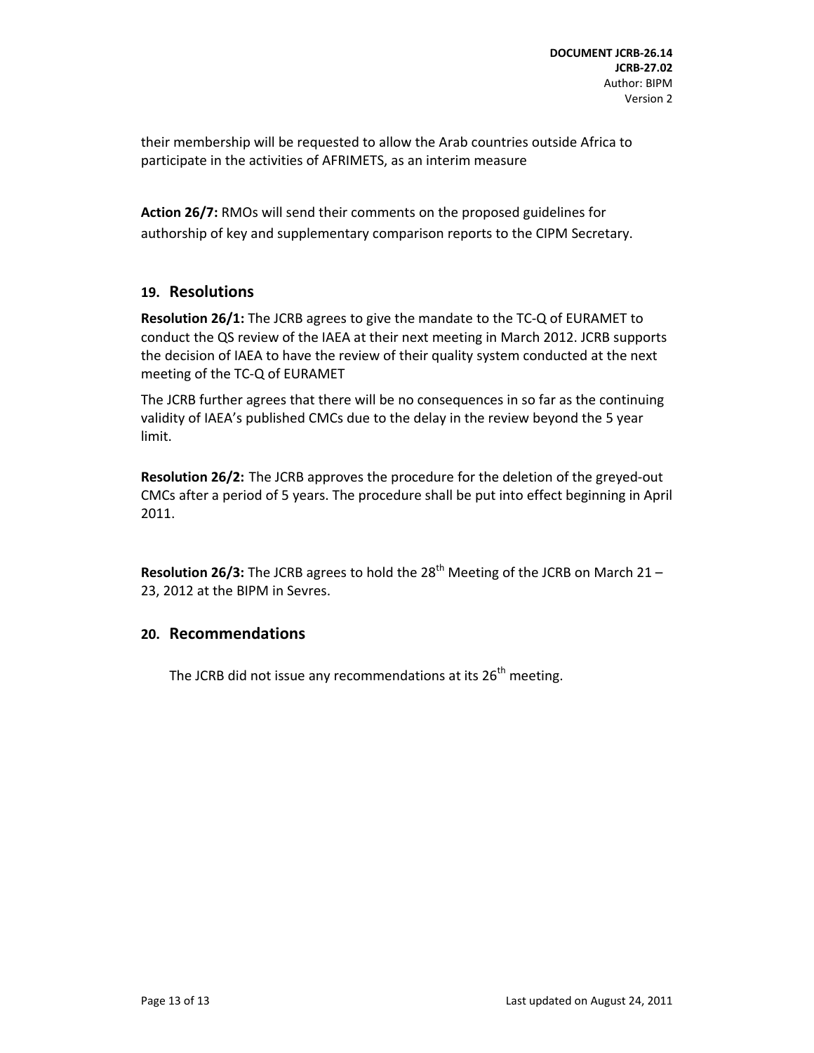their membership will be requested to allow the Arab countries outside Africa to participate in the activities of AFRIMETS, as an interim measure

**Action 26/7:** RMOs will send their comments on the proposed guidelines for authorship of key and supplementary comparison reports to the CIPM Secretary.

## 19. Resolutions

**Resolution 26/1:** The JCRB agrees to give the mandate to the TC-Q of EURAMET to conduct the QS review of the IAEA at their next meeting in March 2012. JCRB supports the decision of IAEA to have the review of their quality system conducted at the next meeting of the TC-Q of EURAMET

The JCRB further agrees that there will be no consequences in so far as the continuing validity of IAEA's published CMCs due to the delay in the review beyond the 5 year limit.

**Resolution 26/2:** The JCRB approves the procedure for the deletion of the greyed-out CMCs after a period of 5 years. The procedure shall be put into effect beginning in April 2011.

**Resolution 26/3:** The JCRB agrees to hold the 28th Meeting of the JCRB on March 21 – 23, 2012 at the BIPM in Sevres.

## 20. Recommendations

The JCRB did not issue any recommendations at its 26th meeting.